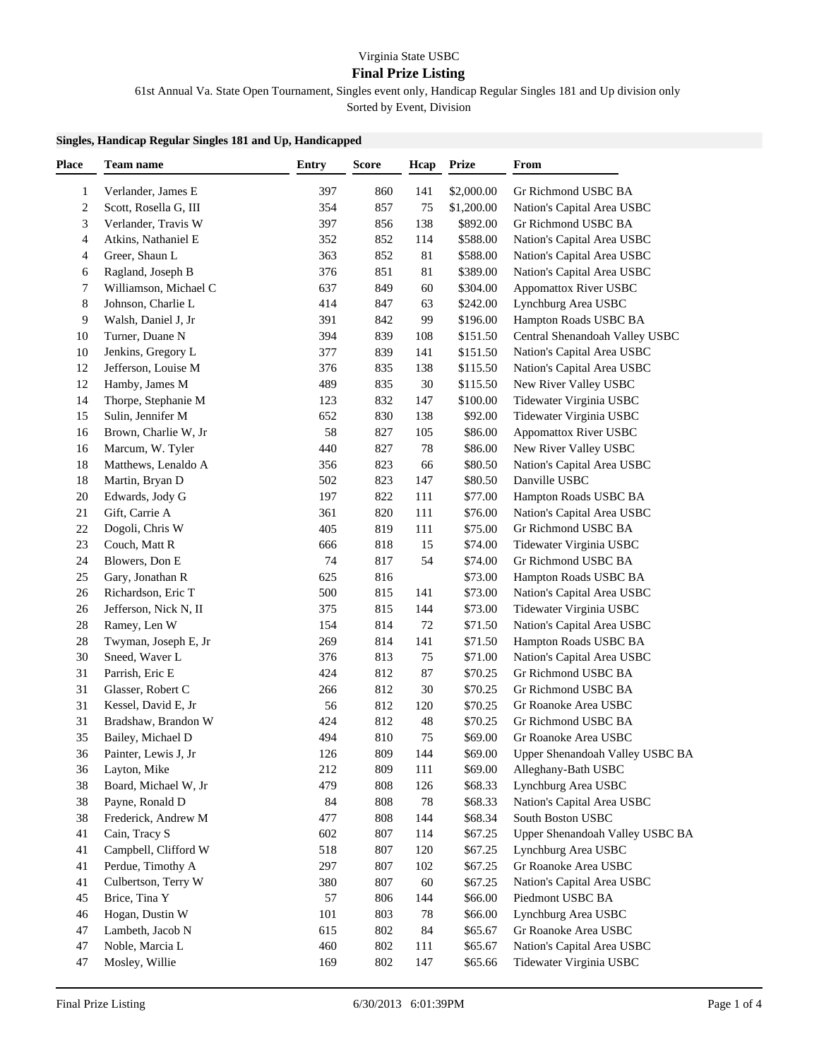Virginia State USBC

## Final Prize Listing

61st Annual Va. State Open Tournament, Singles event only, Handicap Regular Singles 181 and Up division only

Sorted by Event, Division

**Singles, Handicap Regular Singles 181 and Up, Handicapped**

| Place | Team name | Entry | Score | Hcap | Prize | From |
|---|---|---|---|---|---|---|
| 1 | Verlander, James E | 397 | 860 | 141 | $2,000.00 | Gr Richmond USBC BA |
| 2 | Scott, Rosella G, III | 354 | 857 | 75 | $1,200.00 | Nation's Capital Area USBC |
| 3 | Verlander, Travis W | 397 | 856 | 138 | $892.00 | Gr Richmond USBC BA |
| 4 | Atkins, Nathaniel E | 352 | 852 | 114 | $588.00 | Nation's Capital Area USBC |
| 4 | Greer, Shaun L | 363 | 852 | 81 | $588.00 | Nation's Capital Area USBC |
| 6 | Ragland, Joseph B | 376 | 851 | 81 | $389.00 | Nation's Capital Area USBC |
| 7 | Williamson, Michael C | 637 | 849 | 60 | $304.00 | Appomattox River USBC |
| 8 | Johnson, Charlie L | 414 | 847 | 63 | $242.00 | Lynchburg Area USBC |
| 9 | Walsh, Daniel J, Jr | 391 | 842 | 99 | $196.00 | Hampton Roads USBC BA |
| 10 | Turner, Duane N | 394 | 839 | 108 | $151.50 | Central Shenandoah Valley USBC |
| 10 | Jenkins, Gregory L | 377 | 839 | 141 | $151.50 | Nation's Capital Area USBC |
| 12 | Jefferson, Louise M | 376 | 835 | 138 | $115.50 | Nation's Capital Area USBC |
| 12 | Hamby, James M | 489 | 835 | 30 | $115.50 | New River Valley USBC |
| 14 | Thorpe, Stephanie M | 123 | 832 | 147 | $100.00 | Tidewater Virginia USBC |
| 15 | Sulin, Jennifer M | 652 | 830 | 138 | $92.00 | Tidewater Virginia USBC |
| 16 | Brown, Charlie W, Jr | 58 | 827 | 105 | $86.00 | Appomattox River USBC |
| 16 | Marcum, W. Tyler | 440 | 827 | 78 | $86.00 | New River Valley USBC |
| 18 | Matthews, Lenaldo A | 356 | 823 | 66 | $80.50 | Nation's Capital Area USBC |
| 18 | Martin, Bryan D | 502 | 823 | 147 | $80.50 | Danville USBC |
| 20 | Edwards, Jody G | 197 | 822 | 111 | $77.00 | Hampton Roads USBC BA |
| 21 | Gift, Carrie A | 361 | 820 | 111 | $76.00 | Nation's Capital Area USBC |
| 22 | Dogoli, Chris W | 405 | 819 | 111 | $75.00 | Gr Richmond USBC BA |
| 23 | Couch, Matt R | 666 | 818 | 15 | $74.00 | Tidewater Virginia USBC |
| 24 | Blowers, Don E | 74 | 817 | 54 | $74.00 | Gr Richmond USBC BA |
| 25 | Gary, Jonathan R | 625 | 816 | | $73.00 | Hampton Roads USBC BA |
| 26 | Richardson, Eric T | 500 | 815 | 141 | $73.00 | Nation's Capital Area USBC |
| 26 | Jefferson, Nick N, II | 375 | 815 | 144 | $73.00 | Tidewater Virginia USBC |
| 28 | Ramey, Len W | 154 | 814 | 72 | $71.50 | Nation's Capital Area USBC |
| 28 | Twyman, Joseph E, Jr | 269 | 814 | 141 | $71.50 | Hampton Roads USBC BA |
| 30 | Sneed, Waver L | 376 | 813 | 75 | $71.00 | Nation's Capital Area USBC |
| 31 | Parrish, Eric E | 424 | 812 | 87 | $70.25 | Gr Richmond USBC BA |
| 31 | Glasser, Robert C | 266 | 812 | 30 | $70.25 | Gr Richmond USBC BA |
| 31 | Kessel, David E, Jr | 56 | 812 | 120 | $70.25 | Gr Roanoke Area USBC |
| 31 | Bradshaw, Brandon W | 424 | 812 | 48 | $70.25 | Gr Richmond USBC BA |
| 35 | Bailey, Michael D | 494 | 810 | 75 | $69.00 | Gr Roanoke Area USBC |
| 36 | Painter, Lewis J, Jr | 126 | 809 | 144 | $69.00 | Upper Shenandoah Valley USBC BA |
| 36 | Layton, Mike | 212 | 809 | 111 | $69.00 | Alleghany-Bath USBC |
| 38 | Board, Michael W, Jr | 479 | 808 | 126 | $68.33 | Lynchburg Area USBC |
| 38 | Payne, Ronald D | 84 | 808 | 78 | $68.33 | Nation's Capital Area USBC |
| 38 | Frederick, Andrew M | 477 | 808 | 144 | $68.34 | South Boston USBC |
| 41 | Cain, Tracy S | 602 | 807 | 114 | $67.25 | Upper Shenandoah Valley USBC BA |
| 41 | Campbell, Clifford W | 518 | 807 | 120 | $67.25 | Lynchburg Area USBC |
| 41 | Perdue, Timothy A | 297 | 807 | 102 | $67.25 | Gr Roanoke Area USBC |
| 41 | Culbertson, Terry W | 380 | 807 | 60 | $67.25 | Nation's Capital Area USBC |
| 45 | Brice, Tina Y | 57 | 806 | 144 | $66.00 | Piedmont USBC BA |
| 46 | Hogan, Dustin W | 101 | 803 | 78 | $66.00 | Lynchburg Area USBC |
| 47 | Lambeth, Jacob N | 615 | 802 | 84 | $65.67 | Gr Roanoke Area USBC |
| 47 | Noble, Marcia L | 460 | 802 | 111 | $65.67 | Nation's Capital Area USBC |
| 47 | Mosley, Willie | 169 | 802 | 147 | $65.66 | Tidewater Virginia USBC |

Final Prize Listing 6/30/2013 6:01:39PM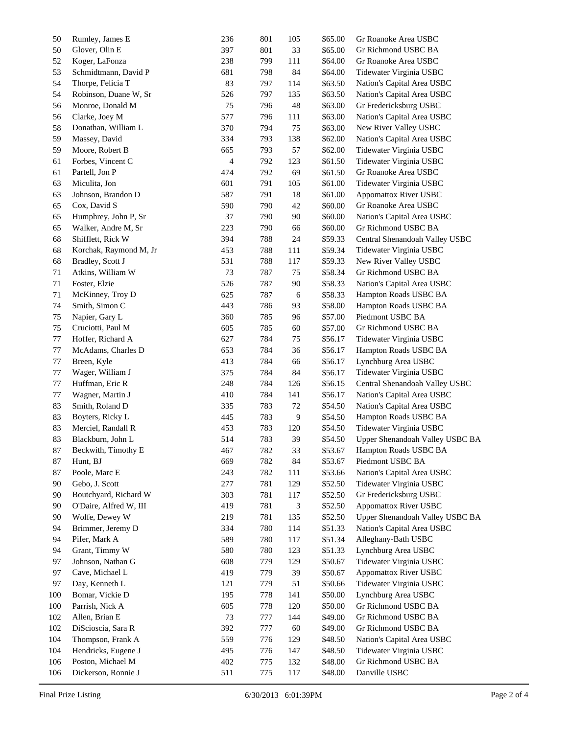| | | | | | | |
|---|---|---|---|---|---|---|
| 50 | Rumley, James E | 236 | 801 | 105 | $65.00 | Gr Roanoke Area USBC |
| 50 | Glover, Olin E | 397 | 801 | 33 | $65.00 | Gr Richmond USBC BA |
| 52 | Koger, LaFonza | 238 | 799 | 111 | $64.00 | Gr Roanoke Area USBC |
| 53 | Schmidtmann, David P | 681 | 798 | 84 | $64.00 | Tidewater Virginia USBC |
| 54 | Thorpe, Felicia T | 83 | 797 | 114 | $63.50 | Nation's Capital Area USBC |
| 54 | Robinson, Duane W, Sr | 526 | 797 | 135 | $63.50 | Nation's Capital Area USBC |
| 56 | Monroe, Donald M | 75 | 796 | 48 | $63.00 | Gr Fredericksburg USBC |
| 56 | Clarke, Joey M | 577 | 796 | 111 | $63.00 | Nation's Capital Area USBC |
| 58 | Donathan, William L | 370 | 794 | 75 | $63.00 | New River Valley USBC |
| 59 | Massey, David | 334 | 793 | 138 | $62.00 | Nation's Capital Area USBC |
| 59 | Moore, Robert B | 665 | 793 | 57 | $62.00 | Tidewater Virginia USBC |
| 61 | Forbes, Vincent C | 4 | 792 | 123 | $61.50 | Tidewater Virginia USBC |
| 61 | Partell, Jon P | 474 | 792 | 69 | $61.50 | Gr Roanoke Area USBC |
| 63 | Miculita, Jon | 601 | 791 | 105 | $61.00 | Tidewater Virginia USBC |
| 63 | Johnson, Brandon D | 587 | 791 | 18 | $61.00 | Appomattox River USBC |
| 65 | Cox, David S | 590 | 790 | 42 | $60.00 | Gr Roanoke Area USBC |
| 65 | Humphrey, John P, Sr | 37 | 790 | 90 | $60.00 | Nation's Capital Area USBC |
| 65 | Walker, Andre M, Sr | 223 | 790 | 66 | $60.00 | Gr Richmond USBC BA |
| 68 | Shifflett, Rick W | 394 | 788 | 24 | $59.33 | Central Shenandoah Valley USBC |
| 68 | Korchak, Raymond M, Jr | 453 | 788 | 111 | $59.34 | Tidewater Virginia USBC |
| 68 | Bradley, Scott J | 531 | 788 | 117 | $59.33 | New River Valley USBC |
| 71 | Atkins, William W | 73 | 787 | 75 | $58.34 | Gr Richmond USBC BA |
| 71 | Foster, Elzie | 526 | 787 | 90 | $58.33 | Nation's Capital Area USBC |
| 71 | McKinney, Troy D | 625 | 787 | 6 | $58.33 | Hampton Roads USBC BA |
| 74 | Smith, Simon C | 443 | 786 | 93 | $58.00 | Hampton Roads USBC BA |
| 75 | Napier, Gary L | 360 | 785 | 96 | $57.00 | Piedmont USBC BA |
| 75 | Cruciotti, Paul M | 605 | 785 | 60 | $57.00 | Gr Richmond USBC BA |
| 77 | Hoffer, Richard A | 627 | 784 | 75 | $56.17 | Tidewater Virginia USBC |
| 77 | McAdams, Charles D | 653 | 784 | 36 | $56.17 | Hampton Roads USBC BA |
| 77 | Breen, Kyle | 413 | 784 | 66 | $56.17 | Lynchburg Area USBC |
| 77 | Wager, William J | 375 | 784 | 84 | $56.17 | Tidewater Virginia USBC |
| 77 | Huffman, Eric R | 248 | 784 | 126 | $56.15 | Central Shenandoah Valley USBC |
| 77 | Wagner, Martin J | 410 | 784 | 141 | $56.17 | Nation's Capital Area USBC |
| 83 | Smith, Roland D | 335 | 783 | 72 | $54.50 | Nation's Capital Area USBC |
| 83 | Boyters, Ricky L | 445 | 783 | 9 | $54.50 | Hampton Roads USBC BA |
| 83 | Merciel, Randall R | 453 | 783 | 120 | $54.50 | Tidewater Virginia USBC |
| 83 | Blackburn, John L | 514 | 783 | 39 | $54.50 | Upper Shenandoah Valley USBC BA |
| 87 | Beckwith, Timothy E | 467 | 782 | 33 | $53.67 | Hampton Roads USBC BA |
| 87 | Hunt, BJ | 669 | 782 | 84 | $53.67 | Piedmont USBC BA |
| 87 | Poole, Marc E | 243 | 782 | 111 | $53.66 | Nation's Capital Area USBC |
| 90 | Gebo, J. Scott | 277 | 781 | 129 | $52.50 | Tidewater Virginia USBC |
| 90 | Boutchyard, Richard W | 303 | 781 | 117 | $52.50 | Gr Fredericksburg USBC |
| 90 | O'Daire, Alfred W, III | 419 | 781 | 3 | $52.50 | Appomattox River USBC |
| 90 | Wolfe, Dewey W | 219 | 781 | 135 | $52.50 | Upper Shenandoah Valley USBC BA |
| 94 | Brimmer, Jeremy D | 334 | 780 | 114 | $51.33 | Nation's Capital Area USBC |
| 94 | Pifer, Mark A | 589 | 780 | 117 | $51.34 | Alleghany-Bath USBC |
| 94 | Grant, Timmy W | 580 | 780 | 123 | $51.33 | Lynchburg Area USBC |
| 97 | Johnson, Nathan G | 608 | 779 | 129 | $50.67 | Tidewater Virginia USBC |
| 97 | Cave, Michael L | 419 | 779 | 39 | $50.67 | Appomattox River USBC |
| 97 | Day, Kenneth L | 121 | 779 | 51 | $50.66 | Tidewater Virginia USBC |
| 100 | Bomar, Vickie D | 195 | 778 | 141 | $50.00 | Lynchburg Area USBC |
| 100 | Parrish, Nick A | 605 | 778 | 120 | $50.00 | Gr Richmond USBC BA |
| 102 | Allen, Brian E | 73 | 777 | 144 | $49.00 | Gr Richmond USBC BA |
| 102 | DiScioscia, Sara R | 392 | 777 | 60 | $49.00 | Gr Richmond USBC BA |
| 104 | Thompson, Frank A | 559 | 776 | 129 | $48.50 | Nation's Capital Area USBC |
| 104 | Hendricks, Eugene J | 495 | 776 | 147 | $48.50 | Tidewater Virginia USBC |
| 106 | Poston, Michael M | 402 | 775 | 132 | $48.00 | Gr Richmond USBC BA |
| 106 | Dickerson, Ronnie J | 511 | 775 | 117 | $48.00 | Danville USBC |

Final Prize Listing 6/30/2013 6:01:39PM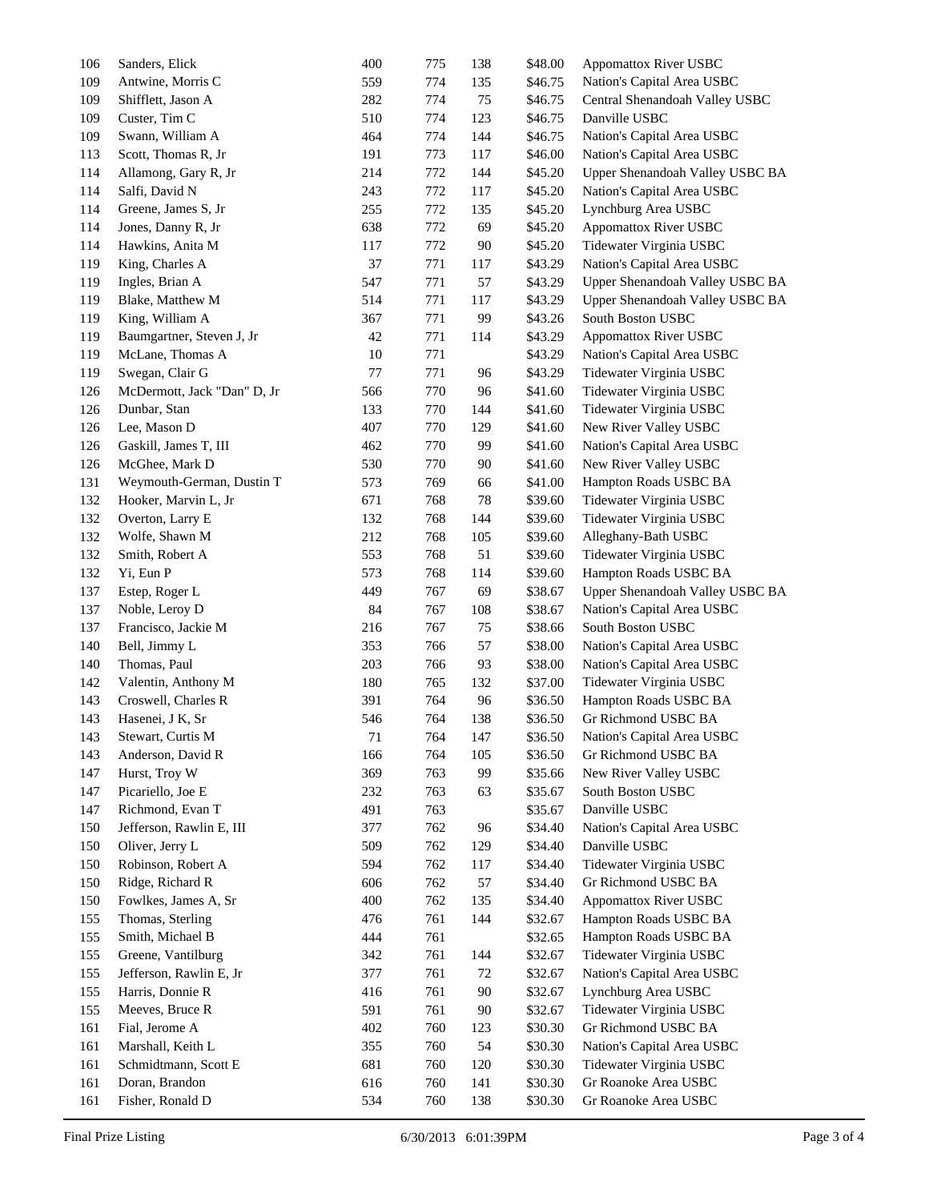| | | | | | | |
|---|---|---|---|---|---|---|
| 106 | Sanders, Elick | 400 | 775 | 138 | $48.00 | Appomattox River USBC |
| 109 | Antwine, Morris C | 559 | 774 | 135 | $46.75 | Nation's Capital Area USBC |
| 109 | Shifflett, Jason A | 282 | 774 | 75 | $46.75 | Central Shenandoah Valley USBC |
| 109 | Custer, Tim C | 510 | 774 | 123 | $46.75 | Danville USBC |
| 109 | Swann, William A | 464 | 774 | 144 | $46.75 | Nation's Capital Area USBC |
| 113 | Scott, Thomas R, Jr | 191 | 773 | 117 | $46.00 | Nation's Capital Area USBC |
| 114 | Allamong, Gary R, Jr | 214 | 772 | 144 | $45.20 | Upper Shenandoah Valley USBC BA |
| 114 | Salfi, David N | 243 | 772 | 117 | $45.20 | Nation's Capital Area USBC |
| 114 | Greene, James S, Jr | 255 | 772 | 135 | $45.20 | Lynchburg Area USBC |
| 114 | Jones, Danny R, Jr | 638 | 772 | 69 | $45.20 | Appomattox River USBC |
| 114 | Hawkins, Anita M | 117 | 772 | 90 | $45.20 | Tidewater Virginia USBC |
| 119 | King, Charles A | 37 | 771 | 117 | $43.29 | Nation's Capital Area USBC |
| 119 | Ingles, Brian A | 547 | 771 | 57 | $43.29 | Upper Shenandoah Valley USBC BA |
| 119 | Blake, Matthew M | 514 | 771 | 117 | $43.29 | Upper Shenandoah Valley USBC BA |
| 119 | King, William A | 367 | 771 | 99 | $43.26 | South Boston USBC |
| 119 | Baumgartner, Steven J, Jr | 42 | 771 | 114 | $43.29 | Appomattox River USBC |
| 119 | McLane, Thomas A | 10 | 771 | | $43.29 | Nation's Capital Area USBC |
| 119 | Swegan, Clair G | 77 | 771 | 96 | $43.29 | Tidewater Virginia USBC |
| 126 | McDermott, Jack "Dan" D, Jr | 566 | 770 | 96 | $41.60 | Tidewater Virginia USBC |
| 126 | Dunbar, Stan | 133 | 770 | 144 | $41.60 | Tidewater Virginia USBC |
| 126 | Lee, Mason D | 407 | 770 | 129 | $41.60 | New River Valley USBC |
| 126 | Gaskill, James T, III | 462 | 770 | 99 | $41.60 | Nation's Capital Area USBC |
| 126 | McGhee, Mark D | 530 | 770 | 90 | $41.60 | New River Valley USBC |
| 131 | Weymouth-German, Dustin T | 573 | 769 | 66 | $41.00 | Hampton Roads USBC BA |
| 132 | Hooker, Marvin L, Jr | 671 | 768 | 78 | $39.60 | Tidewater Virginia USBC |
| 132 | Overton, Larry E | 132 | 768 | 144 | $39.60 | Tidewater Virginia USBC |
| 132 | Wolfe, Shawn M | 212 | 768 | 105 | $39.60 | Alleghany-Bath USBC |
| 132 | Smith, Robert A | 553 | 768 | 51 | $39.60 | Tidewater Virginia USBC |
| 132 | Yi, Eun P | 573 | 768 | 114 | $39.60 | Hampton Roads USBC BA |
| 137 | Estep, Roger L | 449 | 767 | 69 | $38.67 | Upper Shenandoah Valley USBC BA |
| 137 | Noble, Leroy D | 84 | 767 | 108 | $38.67 | Nation's Capital Area USBC |
| 137 | Francisco, Jackie M | 216 | 767 | 75 | $38.66 | South Boston USBC |
| 140 | Bell, Jimmy L | 353 | 766 | 57 | $38.00 | Nation's Capital Area USBC |
| 140 | Thomas, Paul | 203 | 766 | 93 | $38.00 | Nation's Capital Area USBC |
| 142 | Valentin, Anthony M | 180 | 765 | 132 | $37.00 | Tidewater Virginia USBC |
| 143 | Croswell, Charles R | 391 | 764 | 96 | $36.50 | Hampton Roads USBC BA |
| 143 | Hasenei, J K, Sr | 546 | 764 | 138 | $36.50 | Gr Richmond USBC BA |
| 143 | Stewart, Curtis M | 71 | 764 | 147 | $36.50 | Nation's Capital Area USBC |
| 143 | Anderson, David R | 166 | 764 | 105 | $36.50 | Gr Richmond USBC BA |
| 147 | Hurst, Troy W | 369 | 763 | 99 | $35.66 | New River Valley USBC |
| 147 | Picariello, Joe E | 232 | 763 | 63 | $35.67 | South Boston USBC |
| 147 | Richmond, Evan T | 491 | 763 | | $35.67 | Danville USBC |
| 150 | Jefferson, Rawlin E, III | 377 | 762 | 96 | $34.40 | Nation's Capital Area USBC |
| 150 | Oliver, Jerry L | 509 | 762 | 129 | $34.40 | Danville USBC |
| 150 | Robinson, Robert A | 594 | 762 | 117 | $34.40 | Tidewater Virginia USBC |
| 150 | Ridge, Richard R | 606 | 762 | 57 | $34.40 | Gr Richmond USBC BA |
| 150 | Fowlkes, James A, Sr | 400 | 762 | 135 | $34.40 | Appomattox River USBC |
| 155 | Thomas, Sterling | 476 | 761 | 144 | $32.67 | Hampton Roads USBC BA |
| 155 | Smith, Michael B | 444 | 761 | | $32.65 | Hampton Roads USBC BA |
| 155 | Greene, Vantilburg | 342 | 761 | 144 | $32.67 | Tidewater Virginia USBC |
| 155 | Jefferson, Rawlin E, Jr | 377 | 761 | 72 | $32.67 | Nation's Capital Area USBC |
| 155 | Harris, Donnie R | 416 | 761 | 90 | $32.67 | Lynchburg Area USBC |
| 155 | Meeves, Bruce R | 591 | 761 | 90 | $32.67 | Tidewater Virginia USBC |
| 161 | Fial, Jerome A | 402 | 760 | 123 | $30.30 | Gr Richmond USBC BA |
| 161 | Marshall, Keith L | 355 | 760 | 54 | $30.30 | Nation's Capital Area USBC |
| 161 | Schmidtmann, Scott E | 681 | 760 | 120 | $30.30 | Tidewater Virginia USBC |
| 161 | Doran, Brandon | 616 | 760 | 141 | $30.30 | Gr Roanoke Area USBC |
| 161 | Fisher, Ronald D | 534 | 760 | 138 | $30.30 | Gr Roanoke Area USBC |

Final Prize Listing 6/30/2013 6:01:39PM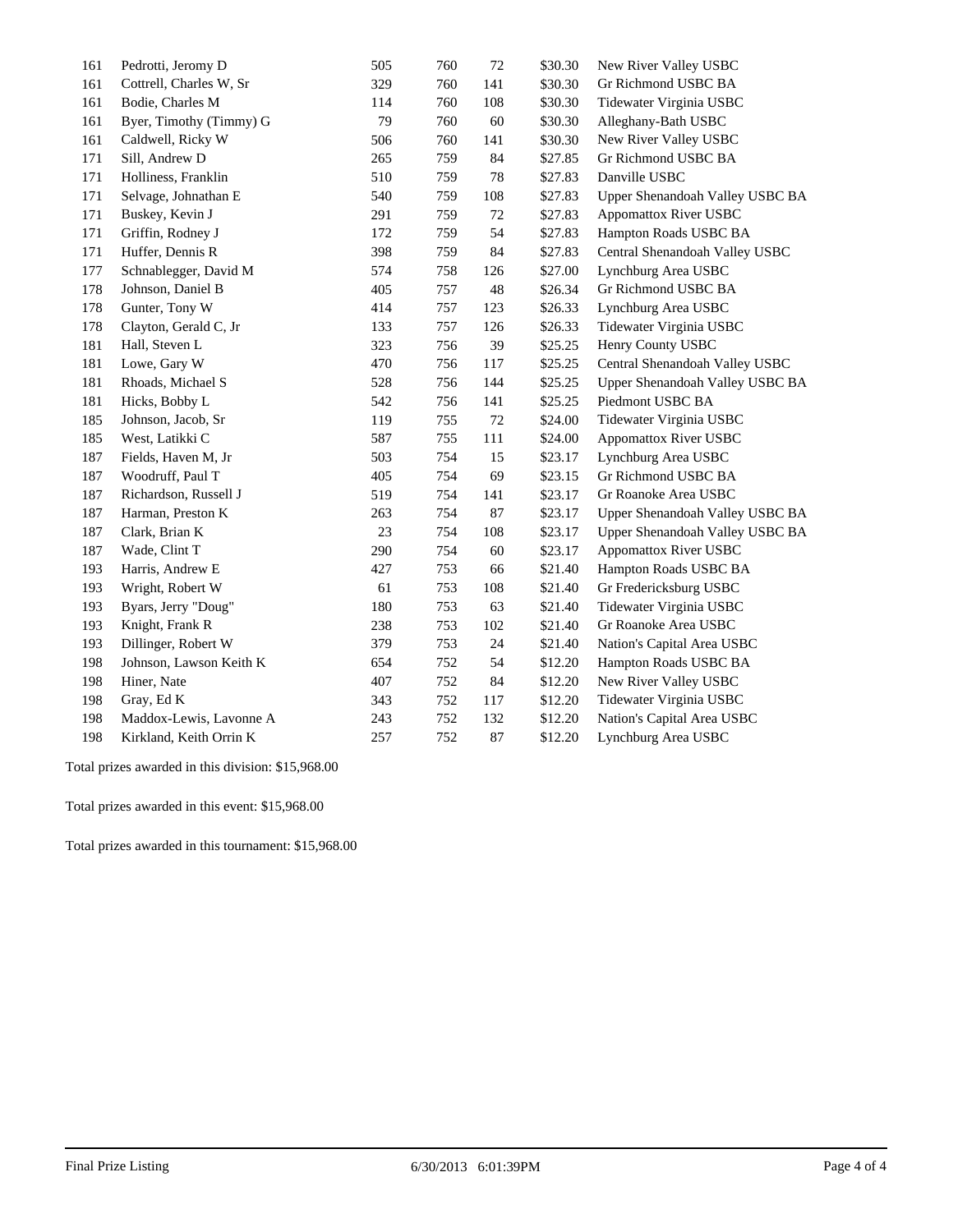| | | | | | | |
|---|---|---|---|---|---|---|
| 161 | Pedrotti, Jeromy D | 505 | 760 | 72 | $30.30 | New River Valley USBC |
| 161 | Cottrell, Charles W, Sr | 329 | 760 | 141 | $30.30 | Gr Richmond USBC BA |
| 161 | Bodie, Charles M | 114 | 760 | 108 | $30.30 | Tidewater Virginia USBC |
| 161 | Byer, Timothy (Timmy) G | 79 | 760 | 60 | $30.30 | Alleghany-Bath USBC |
| 161 | Caldwell, Ricky W | 506 | 760 | 141 | $30.30 | New River Valley USBC |
| 171 | Sill, Andrew D | 265 | 759 | 84 | $27.85 | Gr Richmond USBC BA |
| 171 | Holliness, Franklin | 510 | 759 | 78 | $27.83 | Danville USBC |
| 171 | Selvage, Johnathan E | 540 | 759 | 108 | $27.83 | Upper Shenandoah Valley USBC BA |
| 171 | Buskey, Kevin J | 291 | 759 | 72 | $27.83 | Appomattox River USBC |
| 171 | Griffin, Rodney J | 172 | 759 | 54 | $27.83 | Hampton Roads USBC BA |
| 171 | Huffer, Dennis R | 398 | 759 | 84 | $27.83 | Central Shenandoah Valley USBC |
| 177 | Schnablegger, David M | 574 | 758 | 126 | $27.00 | Lynchburg Area USBC |
| 178 | Johnson, Daniel B | 405 | 757 | 48 | $26.34 | Gr Richmond USBC BA |
| 178 | Gunter, Tony W | 414 | 757 | 123 | $26.33 | Lynchburg Area USBC |
| 178 | Clayton, Gerald C, Jr | 133 | 757 | 126 | $26.33 | Tidewater Virginia USBC |
| 181 | Hall, Steven L | 323 | 756 | 39 | $25.25 | Henry County USBC |
| 181 | Lowe, Gary W | 470 | 756 | 117 | $25.25 | Central Shenandoah Valley USBC |
| 181 | Rhoads, Michael S | 528 | 756 | 144 | $25.25 | Upper Shenandoah Valley USBC BA |
| 181 | Hicks, Bobby L | 542 | 756 | 141 | $25.25 | Piedmont USBC BA |
| 185 | Johnson, Jacob, Sr | 119 | 755 | 72 | $24.00 | Tidewater Virginia USBC |
| 185 | West, Latikki C | 587 | 755 | 111 | $24.00 | Appomattox River USBC |
| 187 | Fields, Haven M, Jr | 503 | 754 | 15 | $23.17 | Lynchburg Area USBC |
| 187 | Woodruff, Paul T | 405 | 754 | 69 | $23.15 | Gr Richmond USBC BA |
| 187 | Richardson, Russell J | 519 | 754 | 141 | $23.17 | Gr Roanoke Area USBC |
| 187 | Harman, Preston K | 263 | 754 | 87 | $23.17 | Upper Shenandoah Valley USBC BA |
| 187 | Clark, Brian K | 23 | 754 | 108 | $23.17 | Upper Shenandoah Valley USBC BA |
| 187 | Wade, Clint T | 290 | 754 | 60 | $23.17 | Appomattox River USBC |
| 193 | Harris, Andrew E | 427 | 753 | 66 | $21.40 | Hampton Roads USBC BA |
| 193 | Wright, Robert W | 61 | 753 | 108 | $21.40 | Gr Fredericksburg USBC |
| 193 | Byars, Jerry "Doug" | 180 | 753 | 63 | $21.40 | Tidewater Virginia USBC |
| 193 | Knight, Frank R | 238 | 753 | 102 | $21.40 | Gr Roanoke Area USBC |
| 193 | Dillinger, Robert W | 379 | 753 | 24 | $21.40 | Nation's Capital Area USBC |
| 198 | Johnson, Lawson Keith K | 654 | 752 | 54 | $12.20 | Hampton Roads USBC BA |
| 198 | Hiner, Nate | 407 | 752 | 84 | $12.20 | New River Valley USBC |
| 198 | Gray, Ed K | 343 | 752 | 117 | $12.20 | Tidewater Virginia USBC |
| 198 | Maddox-Lewis, Lavonne A | 243 | 752 | 132 | $12.20 | Nation's Capital Area USBC |
| 198 | Kirkland, Keith Orrin K | 257 | 752 | 87 | $12.20 | Lynchburg Area USBC |

Total prizes awarded in this division: $15,968.00

Total prizes awarded in this event: $15,968.00

Total prizes awarded in this tournament: $15,968.00